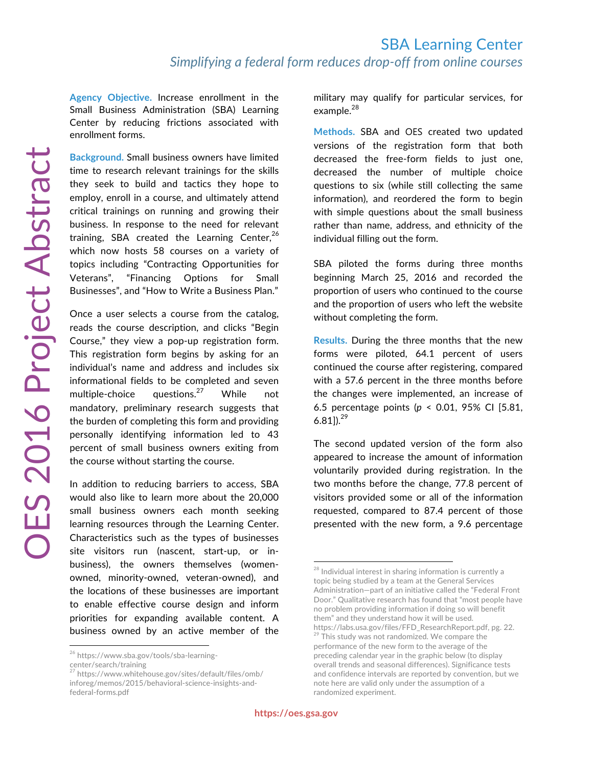# SBA Learning Center

*Simplifying a federal form reduces drop-off from online courses*

OES 2016 Project Abstract

**Agency Objective.** Increase enrollment in the Small Business Administration (SBA) Learning Center by reducing frictions associated with enrollment forms.

**Background.** Small business owners have limited time to research relevant trainings for the skills they seek to build and tactics they hope to employ, enroll in a course, and ultimately attend critical trainings on running and growing their business. In response to the need for relevant training, SBA created the Learning Center,[26] which now hosts 58 courses on a variety of topics including "Contracting Opportunities for Veterans", "Financing Options for Small Businesses", and "How to Write a Business Plan."

Once a user selects a course from the catalog, reads the course description, and clicks "Begin Course," they view a pop-up registration form. This registration form begins by asking for an individual's name and address and includes six informational fields to be completed and seven multiple-choice questions.[27] While not mandatory, preliminary research suggests that the burden of completing this form and providing personally identifying information led to 43 percent of small business owners exiting from the course without starting the course.

In addition to reducing barriers to access, SBA would also like to learn more about the 20,000 small business owners each month seeking learning resources through the Learning Center. Characteristics such as the types of businesses site visitors run (nascent, start-up, or in-business), the owners themselves (women-owned, minority-owned, veteran-owned), and the locations of these businesses are important to enable effective course design and inform priorities for expanding available content. A business owned by an active member of the military may qualify for particular services, for example.[28]

**Methods.** SBA and OES created two updated versions of the registration form that both decreased the free-form fields to just one, decreased the number of multiple choice questions to six (while still collecting the same information), and reordered the form to begin with simple questions about the small business rather than name, address, and ethnicity of the individual filling out the form.

SBA piloted the forms during three months beginning March 25, 2016 and recorded the proportion of users who continued to the course and the proportion of users who left the website without completing the form.

**Results.** During the three months that the new forms were piloted, 64.1 percent of users continued the course after registering, compared with a 57.6 percent in the three months before the changes were implemented, an increase of 6.5 percentage points ($p$ < 0.01, 95% CI [5.81, 6.81]).[29]

The second updated version of the form also appeared to increase the amount of information voluntarily provided during registration. In the two months before the change, 77.8 percent of visitors provided some or all of the information requested, compared to 87.4 percent of those presented with the new form, a 9.6 percentage

---

[26] https://www.sba.gov/tools/sba-learning-center/search/training

[27] https://www.whitehouse.gov/sites/default/files/omb/inforeg/memos/2015/behavioral-science-insights-and-federal-forms.pdf

[28] Individual interest in sharing information is currently a topic being studied by a team at the General Services Administration—part of an initiative called the "Federal Front Door." Qualitative research has found that "most people have no problem providing information if doing so will benefit them" and they understand how it will be used. https://labs.usa.gov/files/FFD_ResearchReport.pdf, pg. 22.

[29] This study was not randomized. We compare the performance of the new form to the average of the preceding calendar year in the graphic below (to display overall trends and seasonal differences). Significance tests and confidence intervals are reported by convention, but we note here are valid only under the assumption of a randomized experiment.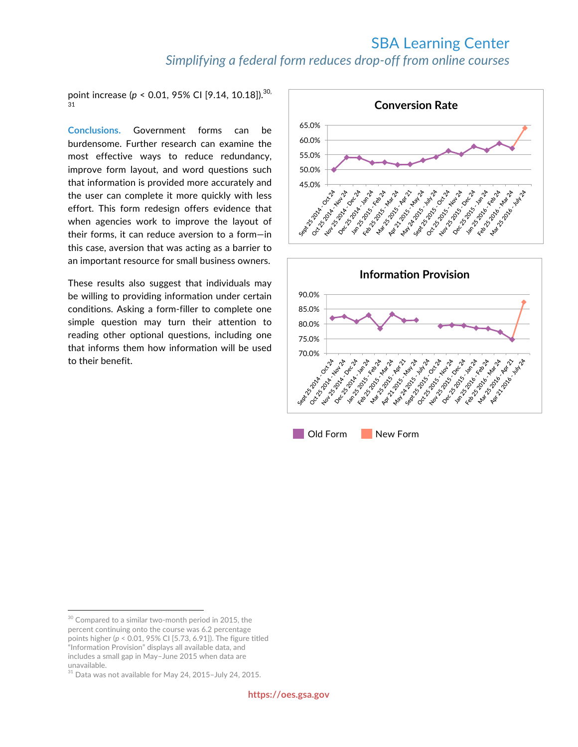point increase ($p < 0.01$, 95% CI [9.14, 10.18]).[30, 31]

**Conclusions.** Government forms can be burdensome. Further research can examine the most effective ways to reduce redundancy, improve form layout, and word questions such that information is provided more accurately and the user can complete it more quickly with less effort. This form redesign offers evidence that when agencies work to improve the layout of their forms, it can reduce aversion to a form—in this case, aversion that was acting as a barrier to an important resource for small business owners.

These results also suggest that individuals may be willing to providing information under certain conditions. Asking a form-filler to complete one simple question may turn their attention to reading other optional questions, including one that informs them how information will be used to their benefit.

Conversion Rate

65.0%
60.0%
55.0%
50.0%
45.0%

Sept 25 2014 - Oct 24
Oct 25 2014 - Nov 24
Nov 25 2014 - Dec 24
Dec 25 2014 - Jan 24
Jan 25 2015 - Feb 24
Feb 25 2015 - Mar 24
Mar 25 2015 - Apr 21
Apr 21 2015 - May 24
May 24 2015 - July 24
Sept 25 2015 - Oct 24
Oct 25 2015 - Nov 24
Nov 25 2015 - Dec 24
Dec 25 2015 - Jan 24
Jan 25 2016 - Feb 24
Feb 25 2016 - Mar 24
Mar 25 2016 - July 24

Information Provision

90.0%
85.0%
80.0%
75.0%
70.0%

Sept 25 2014 - Oct 24
Oct 25 2014 - Nov 24
Nov 25 2014 - Dec 24
Dec 25 2014 - Jan 24
Jan 25 2015 - Feb 24
Feb 25 2015 - Mar 24
Mar 25 2015 - Apr 21
Apr 21 2015 - May 24
May 24 2015 - July 24
Sept 25 2015 - Oct 24
Oct 25 2015 - Nov 24
Nov 25 2015 - Dec 24
Dec 25 2015 - Jan 24
Jan 25 2016 - Feb 24
Feb 25 2016 - Mar 24
Mar 25 2016 - Apr 21
Apr 21 2016 - July 24

Old Form    New Form

---

[30] Compared to a similar two-month period in 2015, the percent continuing onto the course was 6.2 percentage points higher ($p < 0.01$, 95% CI [5.73, 6.91]). The figure titled "Information Provision" displays all available data, and includes a small gap in May–June 2015 when data are unavailable.

[31] Data was not available for May 24, 2015–July 24, 2015.